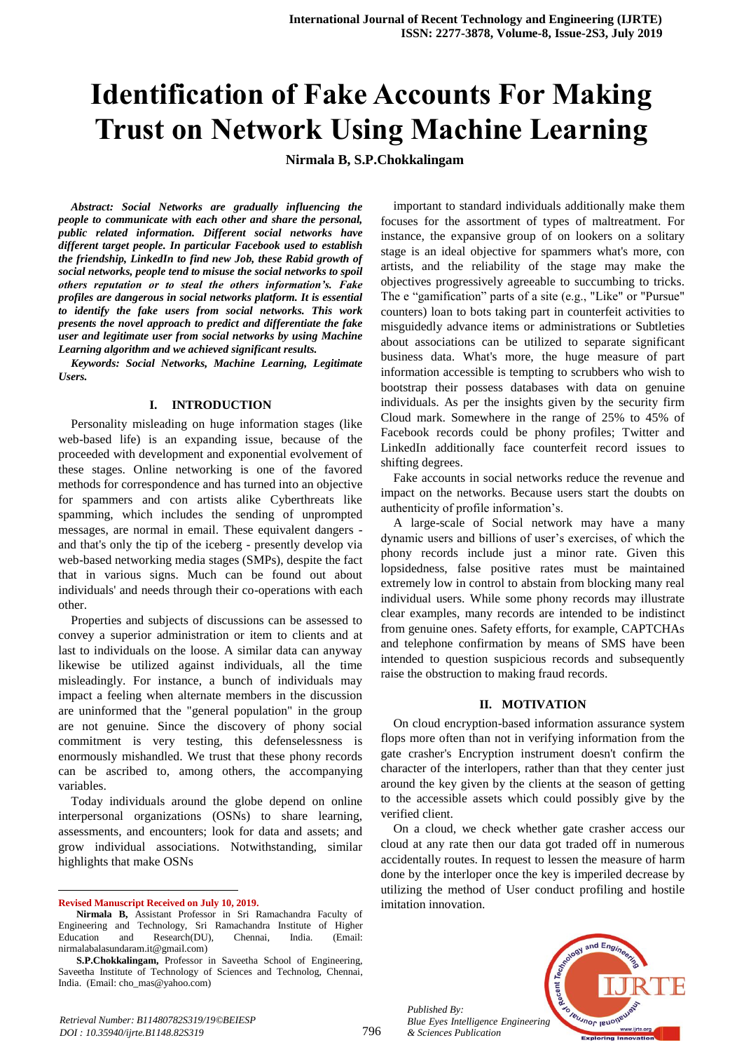# Identification of Fake Accounts For Making Trust on Network Using Machine Learning

**Nirmala B, S.P.Chokkalingam**

***Abstract:*** ***Social Networks are gradually influencing the people to communicate with each other and share the personal, public related information. Different social networks have different target people. In particular Facebook used to establish the friendship, LinkedIn to find new Job, these Rabid growth of social networks, people tend to misuse the social networks to spoil others reputation or to steal the others information's. Fake profiles are dangerous in social networks platform. It is essential to identify the fake users from social networks. This work presents the novel approach to predict and differentiate the fake user and legitimate user from social networks by using Machine Learning algorithm and we achieved significant results.***

***Keywords:*** ***Social Networks, Machine Learning, Legitimate Users.***

## I. INTRODUCTION

Personality misleading on huge information stages (like web-based life) is an expanding issue, because of the proceeded with development and exponential evolvement of these stages. Online networking is one of the favored methods for correspondence and has turned into an objective for spammers and con artists alike Cyberthreats like spamming, which includes the sending of unprompted messages, are normal in email. These equivalent dangers - and that's only the tip of the iceberg - presently develop via web-based networking media stages (SMPs), despite the fact that in various signs. Much can be found out about individuals' and needs through their co-operations with each other.

Properties and subjects of discussions can be assessed to convey a superior administration or item to clients and at last to individuals on the loose. A similar data can anyway likewise be utilized against individuals, all the time misleadingly. For instance, a bunch of individuals may impact a feeling when alternate members in the discussion are uninformed that the "general population" in the group are not genuine. Since the discovery of phony social commitment is very testing, this defenselessness is enormously mishandled. We trust that these phony records can be ascribed to, among others, the accompanying variables.

Today individuals around the globe depend on online interpersonal organizations (OSNs) to share learning, assessments, and encounters; look for data and assets; and grow individual associations. Notwithstanding, similar highlights that make OSNs important to standard individuals additionally make them focuses for the assortment of types of maltreatment. For instance, the expansive group of on lookers on a solitary stage is an ideal objective for spammers what's more, con artists, and the reliability of the stage may make the objectives progressively agreeable to succumbing to tricks. The e "gamification" parts of a site (e.g., "Like" or "Pursue" counters) loan to bots taking part in counterfeit activities to misguidedly advance items or administrations or Subtleties about associations can be utilized to separate significant business data. What's more, the huge measure of part information accessible is tempting to scrubbers who wish to bootstrap their possess databases with data on genuine individuals. As per the insights given by the security firm Cloud mark. Somewhere in the range of 25% to 45% of Facebook records could be phony profiles; Twitter and LinkedIn additionally face counterfeit record issues to shifting degrees.

Fake accounts in social networks reduce the revenue and impact on the networks. Because users start the doubts on authenticity of profile information's.

A large-scale of Social network may have a many dynamic users and billions of user's exercises, of which the phony records include just a minor rate. Given this lopsidedness, false positive rates must be maintained extremely low in control to abstain from blocking many real individual users. While some phony records may illustrate clear examples, many records are intended to be indistinct from genuine ones. Safety efforts, for example, CAPTCHAs and telephone confirmation by means of SMS have been intended to question suspicious records and subsequently raise the obstruction to making fraud records.

## II. MOTIVATION

On cloud encryption-based information assurance system flops more often than not in verifying information from the gate crasher's Encryption instrument doesn't confirm the character of the interlopers, rather than that they center just around the key given by the clients at the season of getting to the accessible assets which could possibly give by the verified client.

On a cloud, we check whether gate crasher access our cloud at any rate then our data got traded off in numerous accidentally routes. In request to lessen the measure of harm done by the interloper once the key is imperiled decrease by utilizing the method of User conduct profiling and hostile imitation innovation.

---

**Revised Manuscript Received on July 10, 2019.**

**Nirmala B,** Assistant Professor in Sri Ramachandra Faculty of Engineering and Technology, Sri Ramachandra Institute of Higher Education and Research(DU), Chennai, India. (Email: nirmalabalasundaram.it@gmail.com)

**S.P.Chokkalingam,** Professor in Saveetha School of Engineering, Saveetha Institute of Technology of Sciences and Technolog, Chennai, India. (Email: cho_mas@yahoo.com)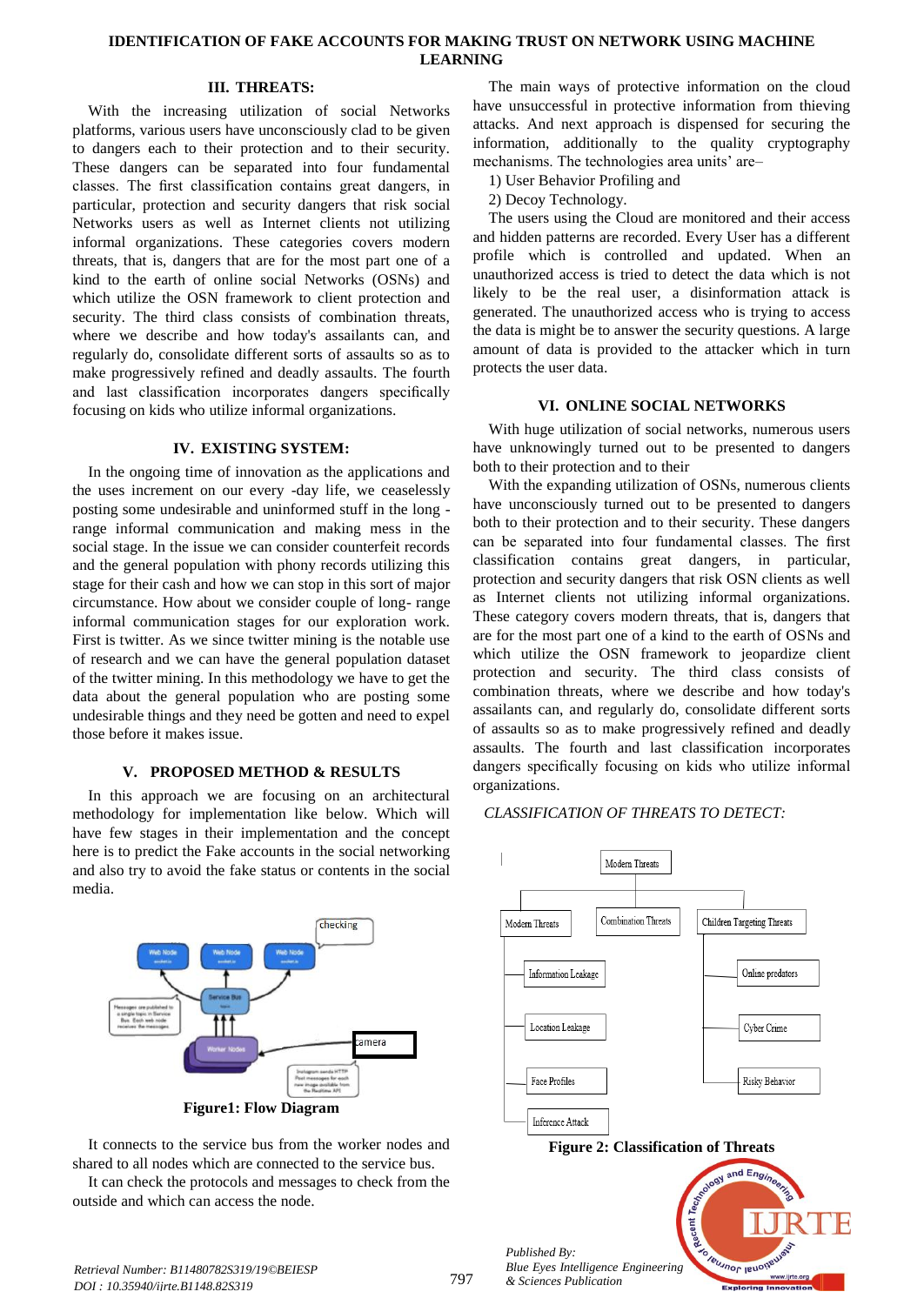### III. THREATS:

With the increasing utilization of social Networks platforms, various users have unconsciously clad to be given to dangers each to their protection and to their security. These dangers can be separated into four fundamental classes. The first classification contains great dangers, in particular, protection and security dangers that risk social Networks users as well as Internet clients not utilizing informal organizations. These categories covers modern threats, that is, dangers that are for the most part one of a kind to the earth of online social Networks (OSNs) and which utilize the OSN framework to client protection and security. The third class consists of combination threats, where we describe and how today's assailants can, and regularly do, consolidate different sorts of assaults so as to make progressively refined and deadly assaults. The fourth and last classification incorporates dangers specifically focusing on kids who utilize informal organizations.

### IV. EXISTING SYSTEM:

In the ongoing time of innovation as the applications and the uses increment on our every -day life, we ceaselessly posting some undesirable and uninformed stuff in the long - range informal communication and making mess in the social stage. In the issue we can consider counterfeit records and the general population with phony records utilizing this stage for their cash and how we can stop in this sort of major circumstance. How about we consider couple of long- range informal communication stages for our exploration work. First is twitter. As we since twitter mining is the notable use of research and we can have the general population dataset of the twitter mining. In this methodology we have to get the data about the general population who are posting some undesirable things and they need be gotten and need to expel those before it makes issue.

### V. PROPOSED METHOD & RESULTS

In this approach we are focusing on an architectural methodology for implementation like below. Which will have few stages in their implementation and the concept here is to predict the Fake accounts in the social networking and also try to avoid the fake status or contents in the social media.

**Figure1: Flow Diagram**

It connects to the service bus from the worker nodes and shared to all nodes which are connected to the service bus.

It can check the protocols and messages to check from the outside and which can access the node.

The main ways of protective information on the cloud have unsuccessful in protective information from thieving attacks. And next approach is dispensed for securing the information, additionally to the quality cryptography mechanisms. The technologies area units' are–

1) User Behavior Profiling and
2) Decoy Technology.

The users using the Cloud are monitored and their access and hidden patterns are recorded. Every User has a different profile which is controlled and updated. When an unauthorized access is tried to detect the data which is not likely to be the real user, a disinformation attack is generated. The unauthorized access who is trying to access the data is might be to answer the security questions. A large amount of data is provided to the attacker which in turn protects the user data.

### VI. ONLINE SOCIAL NETWORKS

With huge utilization of social networks, numerous users have unknowingly turned out to be presented to dangers both to their protection and to their

With the expanding utilization of OSNs, numerous clients have unconsciously turned out to be presented to dangers both to their protection and to their security. These dangers can be separated into four fundamental classes. The first classification contains great dangers, in particular, protection and security dangers that risk OSN clients as well as Internet clients not utilizing informal organizations. These category covers modern threats, that is, dangers that are for the most part one of a kind to the earth of OSNs and which utilize the OSN framework to jeopardize client protection and security. The third class consists of combination threats, where we describe and how today's assailants can, and regularly do, consolidate different sorts of assaults so as to make progressively refined and deadly assaults. The fourth and last classification incorporates dangers specifically focusing on kids who utilize informal organizations.

*CLASSIFICATION OF THREATS TO DETECT:*

**Figure 2: Classification of Threats**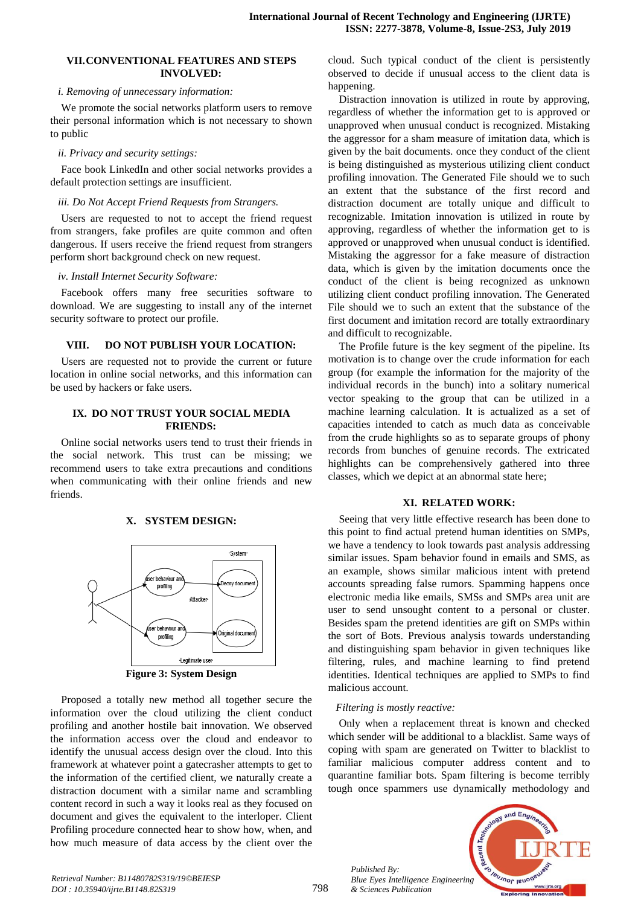## VII. CONVENTIONAL FEATURES AND STEPS INVOLVED:

*i. Removing of unnecessary information:*

We promote the social networks platform users to remove their personal information which is not necessary to shown to public

*ii. Privacy and security settings:*

Face book LinkedIn and other social networks provides a default protection settings are insufficient.

*iii. Do Not Accept Friend Requests from Strangers.*

Users are requested to not to accept the friend request from strangers, fake profiles are quite common and often dangerous. If users receive the friend request from strangers perform short background check on new request.

*iv. Install Internet Security Software:*

Facebook offers many free securities software to download. We are suggesting to install any of the internet security software to protect our profile.

## VIII. DO NOT PUBLISH YOUR LOCATION:

Users are requested not to provide the current or future location in online social networks, and this information can be used by hackers or fake users.

## IX. DO NOT TRUST YOUR SOCIAL MEDIA FRIENDS:

Online social networks users tend to trust their friends in the social network. This trust can be missing; we recommend users to take extra precautions and conditions when communicating with their online friends and new friends.

## X. SYSTEM DESIGN:

Figure 3: System Design

Proposed a totally new method all together secure the information over the cloud utilizing the client conduct profiling and another hostile bait innovation. We observed the information access over the cloud and endeavor to identify the unusual access design over the cloud. Into this framework at whatever point a gatecrasher attempts to get to the information of the certified client, we naturally create a distraction document with a similar name and scrambling content record in such a way it looks real as they focused on document and gives the equivalent to the interloper. Client Profiling procedure connected hear to show how, when, and how much measure of data access by the client over the cloud. Such typical conduct of the client is persistently observed to decide if unusual access to the client data is happening.

Distraction innovation is utilized in route by approving, regardless of whether the information get to is approved or unapproved when unusual conduct is recognized. Mistaking the aggressor for a sham measure of imitation data, which is given by the bait documents. once they conduct of the client is being distinguished as mysterious utilizing client conduct profiling innovation. The Generated File should we to such an extent that the substance of the first record and distraction document are totally unique and difficult to recognizable. Imitation innovation is utilized in route by approving, regardless of whether the information get to is approved or unapproved when unusual conduct is identified. Mistaking the aggressor for a fake measure of distraction data, which is given by the imitation documents once the conduct of the client is being recognized as unknown utilizing client conduct profiling innovation. The Generated File should we to such an extent that the substance of the first document and imitation record are totally extraordinary and difficult to recognizable.

The Profile future is the key segment of the pipeline. Its motivation is to change over the crude information for each group (for example the information for the majority of the individual records in the bunch) into a solitary numerical vector speaking to the group that can be utilized in a machine learning calculation. It is actualized as a set of capacities intended to catch as much data as conceivable from the crude highlights so as to separate groups of phony records from bunches of genuine records. The extricated highlights can be comprehensively gathered into three classes, which we depict at an abnormal state here;

## XI. RELATED WORK:

Seeing that very little effective research has been done to this point to find actual pretend human identities on SMPs, we have a tendency to look towards past analysis addressing similar issues. Spam behavior found in emails and SMS, as an example, shows similar malicious intent with pretend accounts spreading false rumors. Spamming happens once electronic media like emails, SMSs and SMPs area unit are user to send unsought content to a personal or cluster. Besides spam the pretend identities are gift on SMPs within the sort of Bots. Previous analysis towards understanding and distinguishing spam behavior in given techniques like filtering, rules, and machine learning to find pretend identities. Identical techniques are applied to SMPs to find malicious account.

*Filtering is mostly reactive:*

Only when a replacement threat is known and checked which sender will be additional to a blacklist. Same ways of coping with spam are generated on Twitter to blacklist to familiar malicious computer address content and to quarantine familiar bots. Spam filtering is become terribly tough once spammers use dynamically methodology and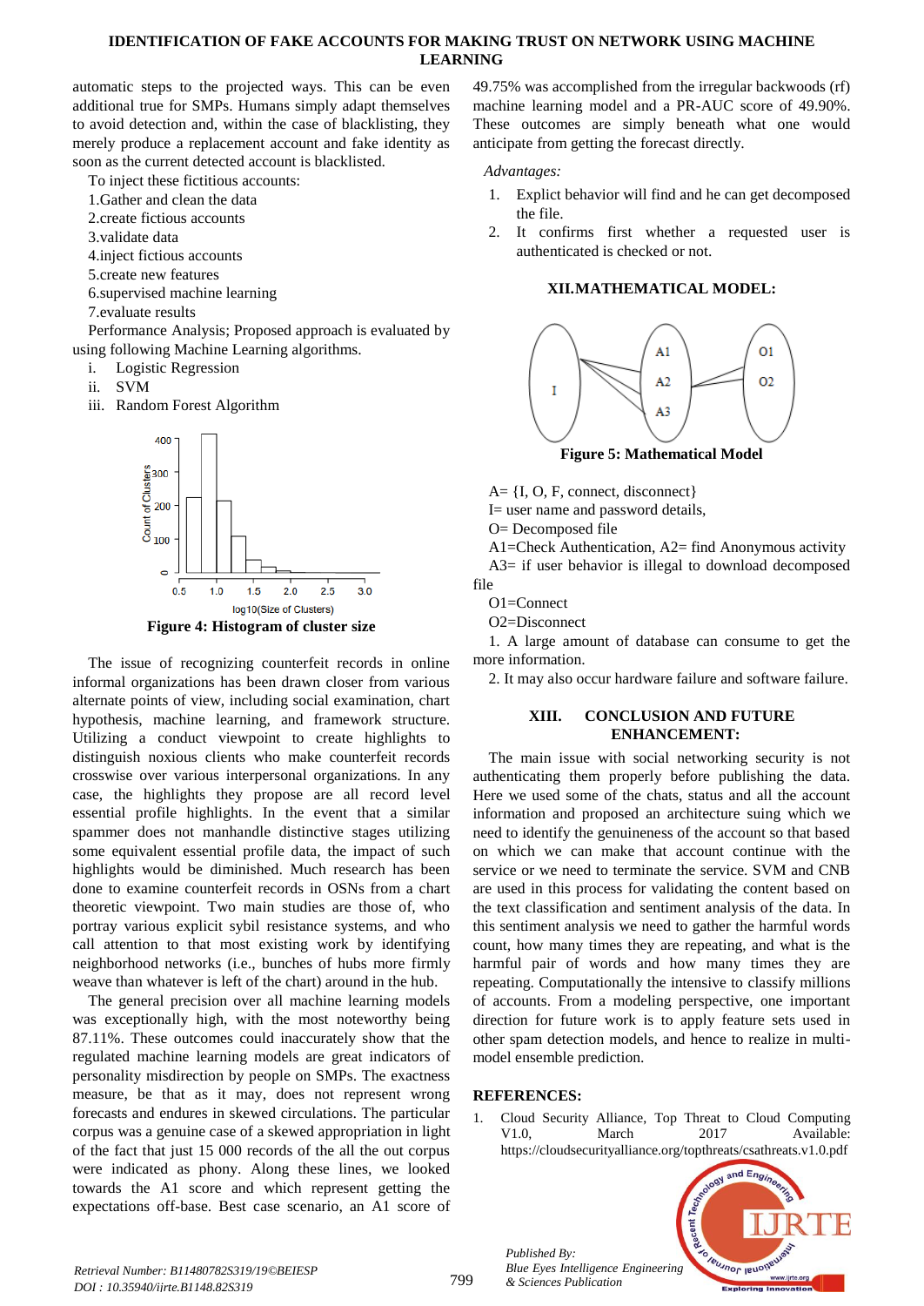automatic steps to the projected ways. This can be even additional true for SMPs. Humans simply adapt themselves to avoid detection and, within the case of blacklisting, they merely produce a replacement account and fake identity as soon as the current detected account is blacklisted.

To inject these fictitious accounts:

1.Gather and clean the data
2.create fictious accounts
3.validate data
4.inject fictious accounts
5.create new features
6.supervised machine learning
7.evaluate results

Performance Analysis; Proposed approach is evaluated by using following Machine Learning algorithms.

i. Logistic Regression
ii. SVM
iii. Random Forest Algorithm

**Figure 4: Histogram of cluster size**

The issue of recognizing counterfeit records in online informal organizations has been drawn closer from various alternate points of view, including social examination, chart hypothesis, machine learning, and framework structure. Utilizing a conduct viewpoint to create highlights to distinguish noxious clients who make counterfeit records crosswise over various interpersonal organizations. In any case, the highlights they propose are all record level essential profile highlights. In the event that a similar spammer does not manhandle distinctive stages utilizing some equivalent essential profile data, the impact of such highlights would be diminished. Much research has been done to examine counterfeit records in OSNs from a chart theoretic viewpoint. Two main studies are those of, who portray various explicit sybil resistance systems, and who call attention to that most existing work by identifying neighborhood networks (i.e., bunches of hubs more firmly weave than whatever is left of the chart) around in the hub.

The general precision over all machine learning models was exceptionally high, with the most noteworthy being 87.11%. These outcomes could inaccurately show that the regulated machine learning models are great indicators of personality misdirection by people on SMPs. The exactness measure, be that as it may, does not represent wrong forecasts and endures in skewed circulations. The particular corpus was a genuine case of a skewed appropriation in light of the fact that just 15 000 records of the all the out corpus were indicated as phony. Along these lines, we looked towards the A1 score and which represent getting the expectations off-base. Best case scenario, an A1 score of 49.75% was accomplished from the irregular backwoods (rf) machine learning model and a PR-AUC score of 49.90%. These outcomes are simply beneath what one would anticipate from getting the forecast directly.

*Advantages:*

1. Explict behavior will find and he can get decomposed the file.
2. It confirms first whether a requested user is authenticated is checked or not.

## XII.MATHEMATICAL MODEL:

**Figure 5: Mathematical Model**

A= {I, O, F, connect, disconnect}
I= user name and password details,
O= Decomposed file
A1=Check Authentication, A2= find Anonymous activity
A3= if user behavior is illegal to download decomposed file
O1=Connect
O2=Disconnect

1. A large amount of database can consume to get the more information.
2. It may also occur hardware failure and software failure.

## XIII. CONCLUSION AND FUTURE ENHANCEMENT:

The main issue with social networking security is not authenticating them properly before publishing the data. Here we used some of the chats, status and all the account information and proposed an architecture suing which we need to identify the genuineness of the account so that based on which we can make that account continue with the service or we need to terminate the service. SVM and CNB are used in this process for validating the content based on the text classification and sentiment analysis of the data. In this sentiment analysis we need to gather the harmful words count, how many times they are repeating, and what is the harmful pair of words and how many times they are repeating. Computationally the intensive to classify millions of accounts. From a modeling perspective, one important direction for future work is to apply feature sets used in other spam detection models, and hence to realize in multi-model ensemble prediction.

## REFERENCES:

1. Cloud Security Alliance, Top Threat to Cloud Computing V1.0, March 2017 Available: https://cloudsecurityalliance.org/topthreats/csathreats.v1.0.pdf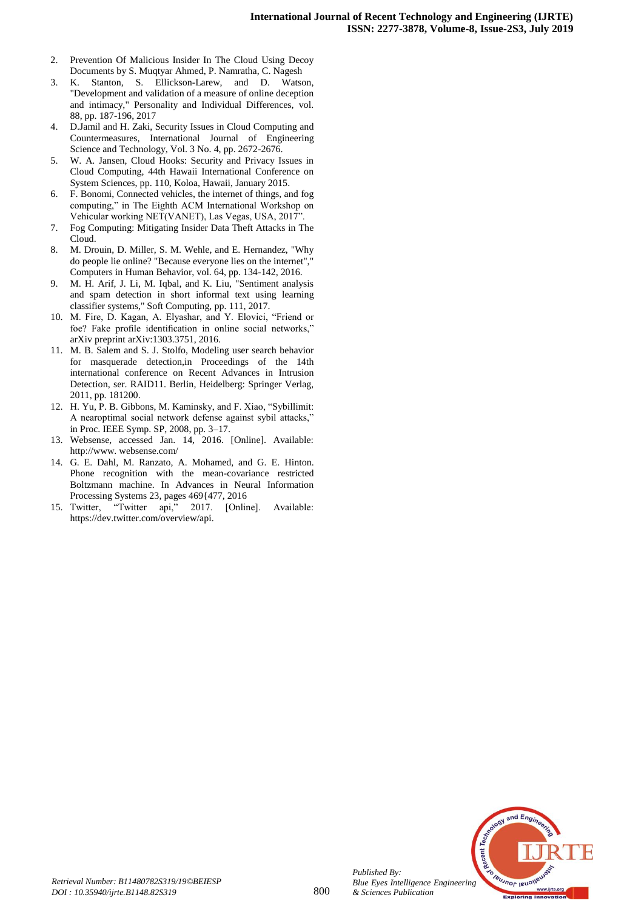2. Prevention Of Malicious Insider In The Cloud Using Decoy Documents by S. Muqtyar Ahmed, P. Namratha, C. Nagesh
3. K. Stanton, S. Ellickson-Larew, and D. Watson, "Development and validation of a measure of online deception and intimacy," Personality and Individual Differences, vol. 88, pp. 187-196, 2017
4. D.Jamil and H. Zaki, Security Issues in Cloud Computing and Countermeasures, International Journal of Engineering Science and Technology, Vol. 3 No. 4, pp. 2672-2676.
5. W. A. Jansen, Cloud Hooks: Security and Privacy Issues in Cloud Computing, 44th Hawaii International Conference on System Sciences, pp. 110, Koloa, Hawaii, January 2015.
6. F. Bonomi, Connected vehicles, the internet of things, and fog computing," in The Eighth ACM International Workshop on Vehicular working NET(VANET), Las Vegas, USA, 2017".
7. Fog Computing: Mitigating Insider Data Theft Attacks in The Cloud.
8. M. Drouin, D. Miller, S. M. Wehle, and E. Hernandez, "Why do people lie online? "Because everyone lies on the internet"," Computers in Human Behavior, vol. 64, pp. 134-142, 2016.
9. M. H. Arif, J. Li, M. Iqbal, and K. Liu, "Sentiment analysis and spam detection in short informal text using learning classifier systems," Soft Computing, pp. 111, 2017.
10. M. Fire, D. Kagan, A. Elyashar, and Y. Elovici, "Friend or foe? Fake profile identification in online social networks," arXiv preprint arXiv:1303.3751, 2016.
11. M. B. Salem and S. J. Stolfo, Modeling user search behavior for masquerade detection,in Proceedings of the 14th international conference on Recent Advances in Intrusion Detection, ser. RAID11. Berlin, Heidelberg: Springer Verlag, 2011, pp. 181200.
12. H. Yu, P. B. Gibbons, M. Kaminsky, and F. Xiao, "Sybillimit: A nearoptimal social network defense against sybil attacks," in Proc. IEEE Symp. SP, 2008, pp. 3–17.
13. Websense, accessed Jan. 14, 2016. [Online]. Available: http://www. websense.com/
14. G. E. Dahl, M. Ranzato, A. Mohamed, and G. E. Hinton. Phone recognition with the mean-covariance restricted Boltzmann machine. In Advances in Neural Information Processing Systems 23, pages 469{477, 2016
15. Twitter, "Twitter api," 2017. [Online]. Available: https://dev.twitter.com/overview/api.